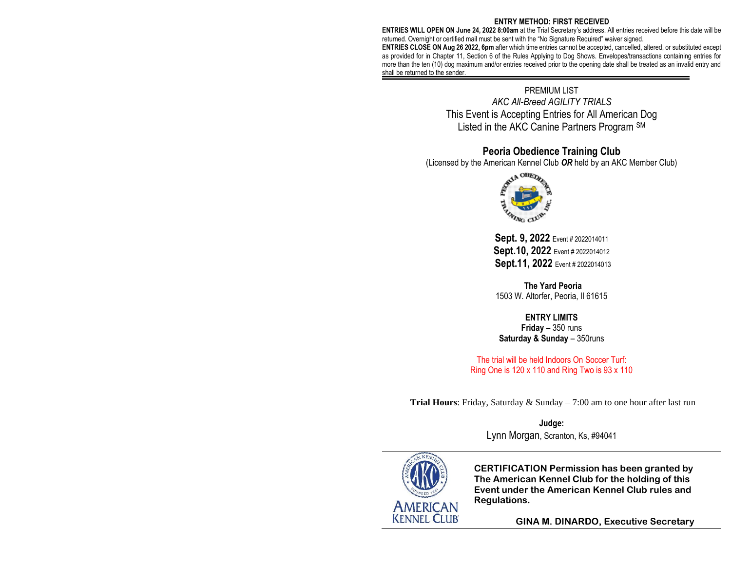**ENTRY METHOD: FIRST RECEIVED**

**ENTRIES WILL OPEN ON June 24, 2022 8:00am** at the Trial Secretary's address. All entries received before this date will be returned. Overnight or certified mail must be sent with the "No Signature Required" waiver signed.

**ENTRIES CLOSE ON Aug 26 2022, 6pm** after which time entries cannot be accepted, cancelled, altered, or substituted except as provided for in Chapter 11, Section 6 of the Rules Applying to Dog Shows. Envelopes/transactions containing entries for more than the ten (10) dog maximum and/or entries received prior to the opening date shall be treated as an invalid entry and shall be returned to the sender.

PREMIUM LIST

*AKC All-Breed AGILITY TRIALS*

This Event is Accepting Entries for All American Dog Listed in the AKC Canine Partners Program SM

## Peoria Obedience Training Club

(Licensed by the American Kennel Club ***OR*** held by an AKC Member Club)

**Sept. 9, 2022** Event # 2022014011
**Sept.10, 2022** Event # 2022014012
**Sept.11, 2022** Event # 2022014013

**The Yard Peoria**
1503 W. Altorfer, Peoria, Il 61615

**ENTRY LIMITS**
**Friday –** 350 runs
**Saturday & Sunday** – 350runs

The trial will be held Indoors On Soccer Turf:
Ring One is 120 x 110 and Ring Two is 93 x 110

**Trial Hours**: Friday, Saturday & Sunday – 7:00 am to one hour after last run

**Judge:**
Lynn Morgan, Scranton, Ks, #94041

**CERTIFICATION Permission has been granted by The American Kennel Club for the holding of this Event under the American Kennel Club rules and Regulations.**

**GINA M. DINARDO, Executive Secretary**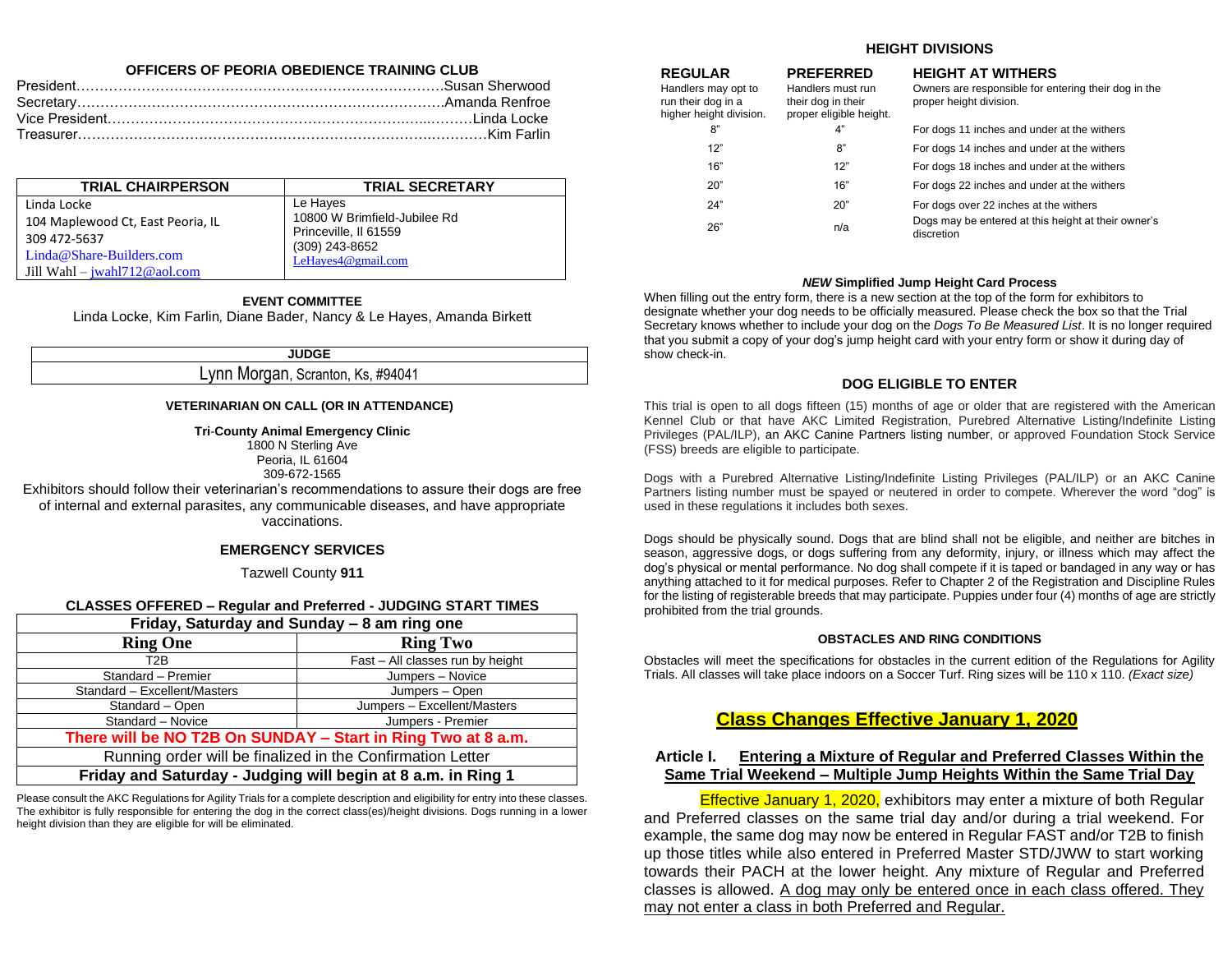## OFFICERS OF PEORIA OBEDIENCE TRAINING CLUB

President……………………………………………………………………Susan Sherwood
Secretary……………………………………………………………………Amanda Renfroe
Vice President………………………………………………………………Linda Locke
Treasurer……………………………………………………………………Kim Farlin

| TRIAL CHAIRPERSON | TRIAL SECRETARY |
|---|---|
| Linda Locke<br>104 Maplewood Ct, East Peoria, IL<br>309 472-5637<br>Linda@Share-Builders.com<br>Jill Wahl – jwahl712@aol.com | Le Hayes<br>10800 W Brimfield-Jubilee Rd<br>Princeville, Il 61559<br>(309) 243-8652<br>LeHayes4@gmail.com |

**EVENT COMMITTEE**

Linda Locke, Kim Farlin, Diane Bader, Nancy & Le Hayes, Amanda Birkett

| JUDGE |
|---|
| Lynn Morgan, Scranton, Ks, #94041 |

**VETERINARIAN ON CALL (OR IN ATTENDANCE)**

**Tri-County Animal Emergency Clinic**
1800 N Sterling Ave
Peoria, IL 61604
309-672-1565

Exhibitors should follow their veterinarian's recommendations to assure their dogs are free of internal and external parasites, any communicable diseases, and have appropriate vaccinations.

**EMERGENCY SERVICES**

Tazwell County **911**

**CLASSES OFFERED – Regular and Preferred - JUDGING START TIMES**

| Friday, Saturday and Sunday – 8 am ring one | |
|---|---|
| **Ring One** | **Ring Two** |
| T2B | Fast – All classes run by height |
| Standard – Premier | Jumpers – Novice |
| Standard – Excellent/Masters | Jumpers – Open |
| Standard – Open | Jumpers – Excellent/Masters |
| Standard – Novice | Jumpers - Premier |
| **There will be NO T2B On SUNDAY – Start in Ring Two at 8 a.m.** | |
| Running order will be finalized in the Confirmation Letter | |
| **Friday and Saturday - Judging will begin at 8 a.m. in Ring 1** | |

Please consult the AKC Regulations for Agility Trials for a complete description and eligibility for entry into these classes. The exhibitor is fully responsible for entering the dog in the correct class(es)/height divisions. Dogs running in a lower height division than they are eligible for will be eliminated.

**HEIGHT DIVISIONS**

| REGULAR<br>Handlers may opt to run their dog in a higher height division. | PREFERRED<br>Handlers must run their dog in their proper eligible height. | HEIGHT AT WITHERS<br>Owners are responsible for entering their dog in the proper height division. |
|---|---|---|
| 8" | 4" | For dogs 11 inches and under at the withers |
| 12" | 8" | For dogs 14 inches and under at the withers |
| 16" | 12" | For dogs 18 inches and under at the withers |
| 20" | 16" | For dogs 22 inches and under at the withers |
| 24" | 20" | For dogs over 22 inches at the withers |
| 26" | n/a | Dogs may be entered at this height at their owner's discretion |

***NEW* Simplified Jump Height Card Process**

When filling out the entry form, there is a new section at the top of the form for exhibitors to designate whether your dog needs to be officially measured. Please check the box so that the Trial Secretary knows whether to include your dog on the *Dogs To Be Measured List*. It is no longer required that you submit a copy of your dog's jump height card with your entry form or show it during day of show check-in.

**DOG ELIGIBLE TO ENTER**

This trial is open to all dogs fifteen (15) months of age or older that are registered with the American Kennel Club or that have AKC Limited Registration, Purebred Alternative Listing/Indefinite Listing Privileges (PAL/ILP), an AKC Canine Partners listing number, or approved Foundation Stock Service (FSS) breeds are eligible to participate.

Dogs with a Purebred Alternative Listing/Indefinite Listing Privileges (PAL/ILP) or an AKC Canine Partners listing number must be spayed or neutered in order to compete. Wherever the word "dog" is used in these regulations it includes both sexes.

Dogs should be physically sound. Dogs that are blind shall not be eligible, and neither are bitches in season, aggressive dogs, or dogs suffering from any deformity, injury, or illness which may affect the dog's physical or mental performance. No dog shall compete if it is taped or bandaged in any way or has anything attached to it for medical purposes. Refer to Chapter 2 of the Registration and Discipline Rules for the listing of registerable breeds that may participate. Puppies under four (4) months of age are strictly prohibited from the trial grounds.

**OBSTACLES AND RING CONDITIONS**

Obstacles will meet the specifications for obstacles in the current edition of the Regulations for Agility Trials. All classes will take place indoors on a Soccer Turf. Ring sizes will be 110 x 110. *(Exact size)*

## Class Changes Effective January 1, 2020

**Article I. Entering a Mixture of Regular and Preferred Classes Within the Same Trial Weekend – Multiple Jump Heights Within the Same Trial Day**

Effective January 1, 2020, exhibitors may enter a mixture of both Regular and Preferred classes on the same trial day and/or during a trial weekend. For example, the same dog may now be entered in Regular FAST and/or T2B to finish up those titles while also entered in Preferred Master STD/JWW to start working towards their PACH at the lower height. Any mixture of Regular and Preferred classes is allowed. A dog may only be entered once in each class offered. They may not enter a class in both Preferred and Regular.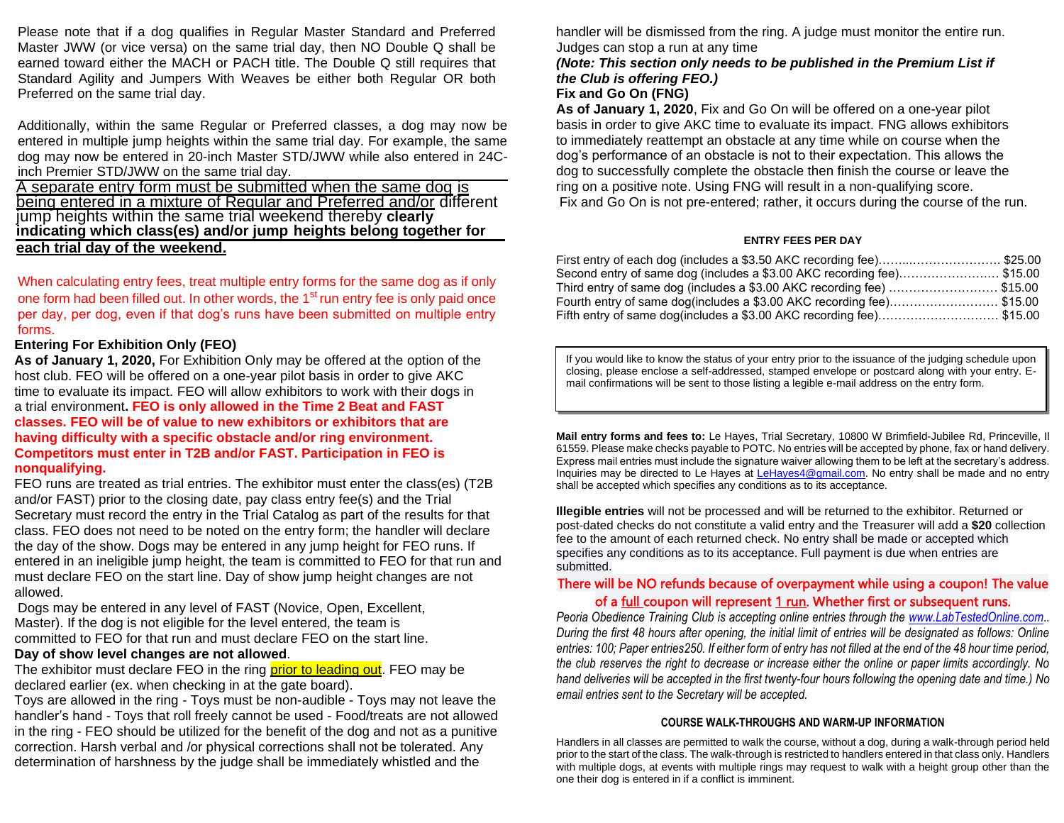Please note that if a dog qualifies in Regular Master Standard and Preferred Master JWW (or vice versa) on the same trial day, then NO Double Q shall be earned toward either the MACH or PACH title. The Double Q still requires that Standard Agility and Jumpers With Weaves be either both Regular OR both Preferred on the same trial day.

Additionally, within the same Regular or Preferred classes, a dog may now be entered in multiple jump heights within the same trial day. For example, the same dog may now be entered in 20-inch Master STD/JWW while also entered in 24C-inch Premier STD/JWW on the same trial day.

A separate entry form must be submitted when the same dog is being entered in a mixture of Regular and Preferred and/or different jump heights within the same trial weekend thereby **clearly indicating which class(es) and/or jump heights belong together for each trial day of the weekend.**

When calculating entry fees, treat multiple entry forms for the same dog as if only one form had been filled out. In other words, the 1st run entry fee is only paid once per day, per dog, even if that dog's runs have been submitted on multiple entry forms.

**Entering For Exhibition Only (FEO)**

**As of January 1, 2020,** For Exhibition Only may be offered at the option of the host club. FEO will be offered on a one-year pilot basis in order to give AKC time to evaluate its impact. FEO will allow exhibitors to work with their dogs in a trial environment**. FEO is only allowed in the Time 2 Beat and FAST classes. FEO will be of value to new exhibitors or exhibitors that are having difficulty with a specific obstacle and/or ring environment. Competitors must enter in T2B and/or FAST. Participation in FEO is nonqualifying.**

FEO runs are treated as trial entries. The exhibitor must enter the class(es) (T2B and/or FAST) prior to the closing date, pay class entry fee(s) and the Trial Secretary must record the entry in the Trial Catalog as part of the results for that class. FEO does not need to be noted on the entry form; the handler will declare the day of the show. Dogs may be entered in any jump height for FEO runs. If entered in an ineligible jump height, the team is committed to FEO for that run and must declare FEO on the start line. Day of show jump height changes are not allowed.

Dogs may be entered in any level of FAST (Novice, Open, Excellent, Master). If the dog is not eligible for the level entered, the team is committed to FEO for that run and must declare FEO on the start line.

**Day of show level changes are not allowed**.

The exhibitor must declare FEO in the ring prior to leading out. FEO may be declared earlier (ex. when checking in at the gate board).

Toys are allowed in the ring - Toys must be non-audible - Toys may not leave the handler's hand - Toys that roll freely cannot be used - Food/treats are not allowed in the ring - FEO should be utilized for the benefit of the dog and not as a punitive correction. Harsh verbal and /or physical corrections shall not be tolerated. Any determination of harshness by the judge shall be immediately whistled and the handler will be dismissed from the ring. A judge must monitor the entire run. Judges can stop a run at any time

***(Note: This section only needs to be published in the Premium List if the Club is offering FEO.)***

**Fix and Go On (FNG)**

**As of January 1, 2020**, Fix and Go On will be offered on a one-year pilot basis in order to give AKC time to evaluate its impact. FNG allows exhibitors to immediately reattempt an obstacle at any time while on course when the dog's performance of an obstacle is not to their expectation. This allows the dog to successfully complete the obstacle then finish the course or leave the ring on a positive note. Using FNG will result in a non-qualifying score.

Fix and Go On is not pre-entered; rather, it occurs during the course of the run.

**ENTRY FEES PER DAY**

First entry of each dog (includes a $3.50 AKC recording fee)…….....…………………. $25.00
Second entry of same dog (includes a $3.00 AKC recording fee)……………………. $15.00
Third entry of same dog (includes a $3.00 AKC recording fee) ……………………… $15.00
Fourth entry of same dog(includes a $3.00 AKC recording fee)……………………… $15.00
Fifth entry of same dog(includes a $3.00 AKC recording fee)………………………… $15.00

If you would like to know the status of your entry prior to the issuance of the judging schedule upon closing, please enclose a self-addressed, stamped envelope or postcard along with your entry. E-mail confirmations will be sent to those listing a legible e-mail address on the entry form.

**Mail entry forms and fees to:** Le Hayes, Trial Secretary, 10800 W Brimfield-Jubilee Rd, Princeville, Il 61559. Please make checks payable to POTC. No entries will be accepted by phone, fax or hand delivery. Express mail entries must include the signature waiver allowing them to be left at the secretary's address. Inquiries may be directed to Le Hayes at LeHayes4@gmail.com. No entry shall be made and no entry shall be accepted which specifies any conditions as to its acceptance.

**Illegible entries** will not be processed and will be returned to the exhibitor. Returned or post-dated checks do not constitute a valid entry and the Treasurer will add a **$20** collection fee to the amount of each returned check. No entry shall be made or accepted which specifies any conditions as to its acceptance. Full payment is due when entries are submitted.

There will be NO refunds because of overpayment while using a coupon! The value of a full coupon will represent 1 run. Whether first or subsequent runs.

*Peoria Obedience Training Club is accepting online entries through the www.LabTestedOnline.com.. During the first 48 hours after opening, the initial limit of entries will be designated as follows: Online entries: 100; Paper entries250. If either form of entry has not filled at the end of the 48 hour time period, the club reserves the right to decrease or increase either the online or paper limits accordingly. No hand deliveries will be accepted in the first twenty-four hours following the opening date and time.) No email entries sent to the Secretary will be accepted.*

**COURSE WALK-THROUGHS AND WARM-UP INFORMATION**

Handlers in all classes are permitted to walk the course, without a dog, during a walk-through period held prior to the start of the class. The walk-through is restricted to handlers entered in that class only. Handlers with multiple dogs, at events with multiple rings may request to walk with a height group other than the one their dog is entered in if a conflict is imminent.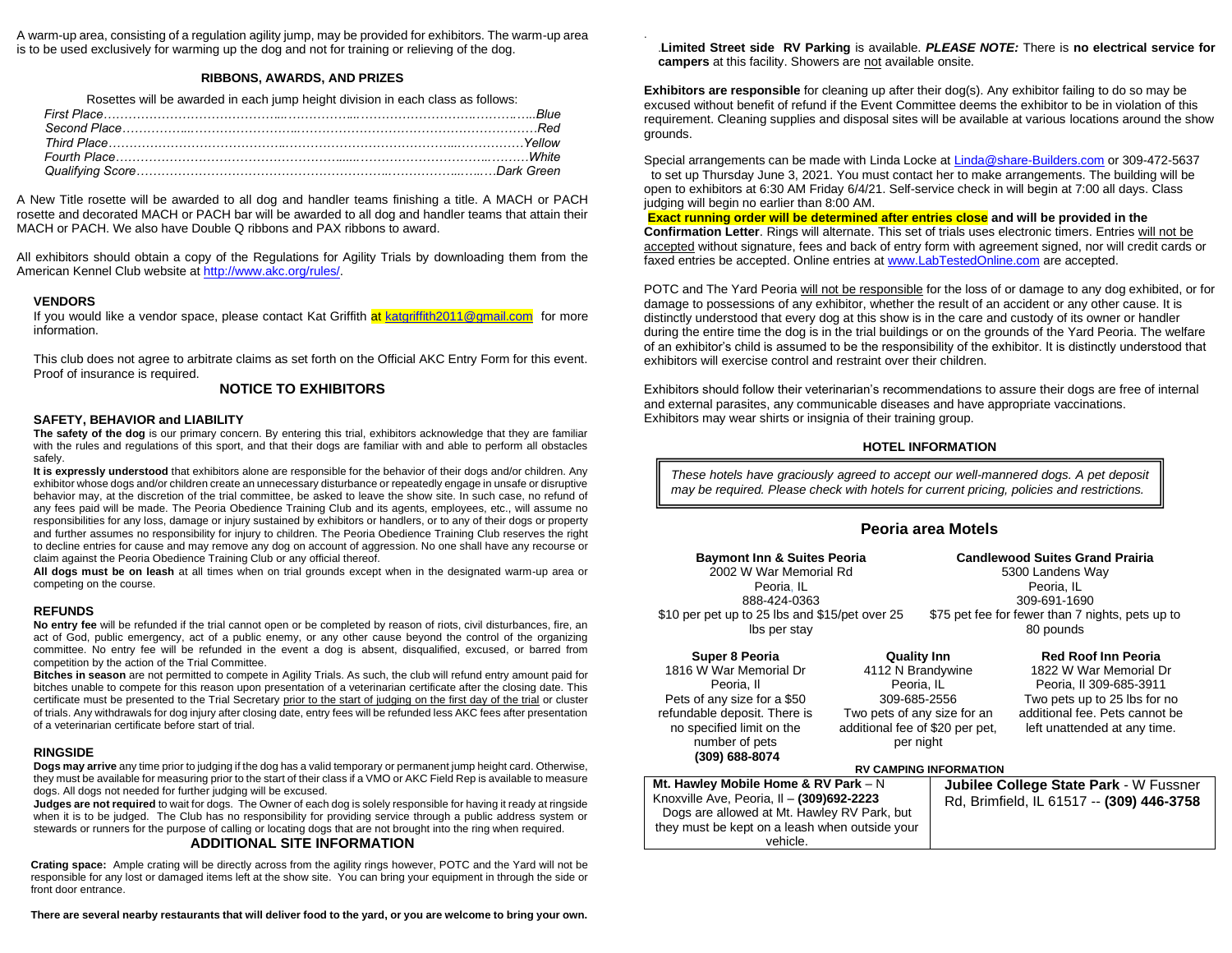A warm-up area, consisting of a regulation agility jump, may be provided for exhibitors. The warm-up area is to be used exclusively for warming up the dog and not for training or relieving of the dog.

### RIBBONS, AWARDS, AND PRIZES

Rosettes will be awarded in each jump height division in each class as follows:

| | |
|---|---|
| *First Place* | *Blue* |
| *Second Place* | *Red* |
| *Third Place* | *Yellow* |
| *Fourth Place* | *White* |
| *Qualifying Score* | *Dark Green* |

A New Title rosette will be awarded to all dog and handler teams finishing a title. A MACH or PACH rosette and decorated MACH or PACH bar will be awarded to all dog and handler teams that attain their MACH or PACH. We also have Double Q ribbons and PAX ribbons to award.

All exhibitors should obtain a copy of the Regulations for Agility Trials by downloading them from the American Kennel Club website at http://www.akc.org/rules/.

### VENDORS

If you would like a vendor space, please contact Kat Griffith at katgriffith2011@gmail.com for more information.

This club does not agree to arbitrate claims as set forth on the Official AKC Entry Form for this event. Proof of insurance is required.

## NOTICE TO EXHIBITORS

### SAFETY, BEHAVIOR and LIABILITY

**The safety of the dog** is our primary concern. By entering this trial, exhibitors acknowledge that they are familiar with the rules and regulations of this sport, and that their dogs are familiar with and able to perform all obstacles safely.

**It is expressly understood** that exhibitors alone are responsible for the behavior of their dogs and/or children. Any exhibitor whose dogs and/or children create an unnecessary disturbance or repeatedly engage in unsafe or disruptive behavior may, at the discretion of the trial committee, be asked to leave the show site. In such case, no refund of any fees paid will be made. The Peoria Obedience Training Club and its agents, employees, etc., will assume no responsibilities for any loss, damage or injury sustained by exhibitors or handlers, or to any of their dogs or property and further assumes no responsibility for injury to children. The Peoria Obedience Training Club reserves the right to decline entries for cause and may remove any dog on account of aggression. No one shall have any recourse or claim against the Peoria Obedience Training Club or any official thereof.

**All dogs must be on leash** at all times when on trial grounds except when in the designated warm-up area or competing on the course.

### REFUNDS

**No entry fee** will be refunded if the trial cannot open or be completed by reason of riots, civil disturbances, fire, an act of God, public emergency, act of a public enemy, or any other cause beyond the control of the organizing committee. No entry fee will be refunded in the event a dog is absent, disqualified, excused, or barred from competition by the action of the Trial Committee.

**Bitches in season** are not permitted to compete in Agility Trials. As such, the club will refund entry amount paid for bitches unable to compete for this reason upon presentation of a veterinarian certificate after the closing date. This certificate must be presented to the Trial Secretary prior to the start of judging on the first day of the trial or cluster of trials. Any withdrawals for dog injury after closing date, entry fees will be refunded less AKC fees after presentation of a veterinarian certificate before start of trial.

### RINGSIDE

**Dogs may arrive** any time prior to judging if the dog has a valid temporary or permanent jump height card. Otherwise, they must be available for measuring prior to the start of their class if a VMO or AKC Field Rep is available to measure dogs. All dogs not needed for further judging will be excused.

**Judges are not required** to wait for dogs. The Owner of each dog is solely responsible for having it ready at ringside when it is to be judged. The Club has no responsibility for providing service through a public address system or stewards or runners for the purpose of calling or locating dogs that are not brought into the ring when required.

## ADDITIONAL SITE INFORMATION

**Crating space:** Ample crating will be directly across from the agility rings however, POTC and the Yard will not be responsible for any lost or damaged items left at the show site. You can bring your equipment in through the side or front door entrance.

**There are several nearby restaurants that will deliver food to the yard, or you are welcome to bring your own.**

**Limited Street side RV Parking** is available. ***PLEASE NOTE:*** There is **no electrical service for campers** at this facility. Showers are not available onsite.

**Exhibitors are responsible** for cleaning up after their dog(s). Any exhibitor failing to do so may be excused without benefit of refund if the Event Committee deems the exhibitor to be in violation of this requirement. Cleaning supplies and disposal sites will be available at various locations around the show grounds.

Special arrangements can be made with Linda Locke at Linda@share-Builders.com or 309-472-5637 to set up Thursday June 3, 2021. You must contact her to make arrangements. The building will be open to exhibitors at 6:30 AM Friday 6/4/21. Self-service check in will begin at 7:00 all days. Class judging will begin no earlier than 8:00 AM.

**Exact running order will be determined after entries close and will be provided in the Confirmation Letter**. Rings will alternate. This set of trials uses electronic timers. Entries will not be accepted without signature, fees and back of entry form with agreement signed, nor will credit cards or faxed entries be accepted. Online entries at www.LabTestedOnline.com are accepted.

POTC and The Yard Peoria will not be responsible for the loss of or damage to any dog exhibited, or for damage to possessions of any exhibitor, whether the result of an accident or any other cause. It is distinctly understood that every dog at this show is in the care and custody of its owner or handler during the entire time the dog is in the trial buildings or on the grounds of the Yard Peoria. The welfare of an exhibitor's child is assumed to be the responsibility of the exhibitor. It is distinctly understood that exhibitors will exercise control and restraint over their children.

Exhibitors should follow their veterinarian's recommendations to assure their dogs are free of internal and external parasites, any communicable diseases and have appropriate vaccinations.
Exhibitors may wear shirts or insignia of their training group.

### HOTEL INFORMATION

*These hotels have graciously agreed to accept our well-mannered dogs. A pet deposit may be required. Please check with hotels for current pricing, policies and restrictions.*

## Peoria area Motels

**Baymont Inn & Suites Peoria**
2002 W War Memorial Rd
Peoria, IL
888-424-0363
$10 per pet up to 25 lbs and $15/pet over 25 lbs per stay

**Candlewood Suites Grand Prairia**
5300 Landens Way
Peoria, IL
309-691-1690
$75 pet fee for fewer than 7 nights, pets up to 80 pounds

**Super 8 Peoria**
1816 W War Memorial Dr
Peoria, Il
Pets of any size for a $50 refundable deposit. There is no specified limit on the number of pets
**(309) 688-8074**

**Quality Inn**
4112 N Brandywine
Peoria, IL
309-685-2556
Two pets of any size for an additional fee of $20 per pet, per night

**Red Roof Inn Peoria**
1822 W War Memorial Dr
Peoria, Il 309-685-3911
Two pets up to 25 lbs for no additional fee. Pets cannot be left unattended at any time.

### RV CAMPING INFORMATION

| | |
|---|---|
| **Mt. Hawley Mobile Home & RV Park** – N Knoxville Ave, Peoria, Il – **(309)692-2223** Dogs are allowed at Mt. Hawley RV Park, but they must be kept on a leash when outside your vehicle. | **Jubilee College State Park** - W Fussner Rd, Brimfield, IL 61517 -- **(309) 446-3758** |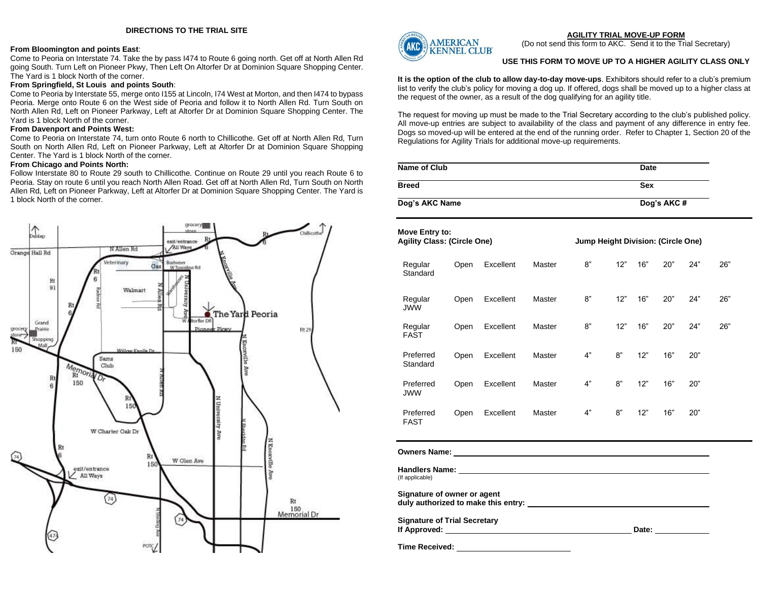## DIRECTIONS TO THE TRIAL SITE

**From Bloomington and points East**:
Come to Peoria on Interstate 74. Take the by pass I474 to Route 6 going north. Get off at North Allen Rd going South. Turn Left on Pioneer Pkwy, Then Left On Altorfer Dr at Dominion Square Shopping Center. The Yard is 1 block North of the corner.

**From Springfield, St Louis and points South**:
Come to Peoria by Interstate 55, merge onto I155 at Lincoln, I74 West at Morton, and then I474 to bypass Peoria. Merge onto Route 6 on the West side of Peoria and follow it to North Allen Rd. Turn South on North Allen Rd, Left on Pioneer Parkway, Left at Altorfer Dr at Dominion Square Shopping Center. The Yard is 1 block North of the corner.

**From Davenport and Points West:**
Come to Peoria on Interstate 74, turn onto Route 6 north to Chillicothe. Get off at North Allen Rd, Turn South on North Allen Rd, Left on Pioneer Parkway, Left at Altorfer Dr at Dominion Square Shopping Center. The Yard is 1 block North of the corner.

**From Chicago and Points North:**
Follow Interstate 80 to Route 29 south to Chillicothe. Continue on Route 29 until you reach Route 6 to Peoria. Stay on route 6 until you reach North Allen Road. Get off at North Allen Rd, Turn South on North Allen Rd, Left on Pioneer Parkway, Left at Altorfer Dr at Dominion Square Shopping Center. The Yard is 1 block North of the corner.

AMERICAN KENNEL CLUB

## AGILITY TRIAL MOVE-UP FORM

(Do not send this form to AKC. Send it to the Trial Secretary)

**USE THIS FORM TO MOVE UP TO A HIGHER AGILITY CLASS ONLY**

**It is the option of the club to allow day-to-day move-ups**. Exhibitors should refer to a club's premium list to verify the club's policy for moving a dog up. If offered, dogs shall be moved up to a higher class at the request of the owner, as a result of the dog qualifying for an agility title.

The request for moving up must be made to the Trial Secretary according to the club's published policy. All move-up entries are subject to availability of the class and payment of any difference in entry fee. Dogs so moved-up will be entered at the end of the running order. Refer to Chapter 1, Section 20 of the Regulations for Agility Trials for additional move-up requirements.

**Name of Club** ____________________ **Date** __________

**Breed** ____________________ **Sex** __________

**Dog's AKC Name** ____________________ **Dog's AKC #** __________

**Move Entry to:**
**Agility Class: (Circle One)** — **Jump Height Division: (Circle One)**

| Agility Class | | | | | Jump Height Division | | | | | |
|---|---|---|---|---|---|---|---|---|---|---|
| Regular Standard | Open | Excellent | Master | | 8" | 12" | 16" | 20" | 24" | 26" |
| Regular JWW | Open | Excellent | Master | | 8" | 12" | 16" | 20" | 24" | 26" |
| Regular FAST | Open | Excellent | Master | | 8" | 12" | 16" | 20" | 24" | 26" |
| Preferred Standard | Open | Excellent | Master | | 4" | 8" | 12" | 16" | 20" | |
| Preferred JWW | Open | Excellent | Master | | 4" | 8" | 12" | 16" | 20" | |
| Preferred FAST | Open | Excellent | Master | | 4" | 8" | 12" | 16" | 20" | |

**Owners Name:** ______________________________

**Handlers Name:** ______________________________
(If applicable)

**Signature of owner or agent**
**duly authorized to make this entry:** ______________________________

**Signature of Trial Secretary**
**If Approved:** ______________________________ **Date:** __________

**Time Received:** ____________________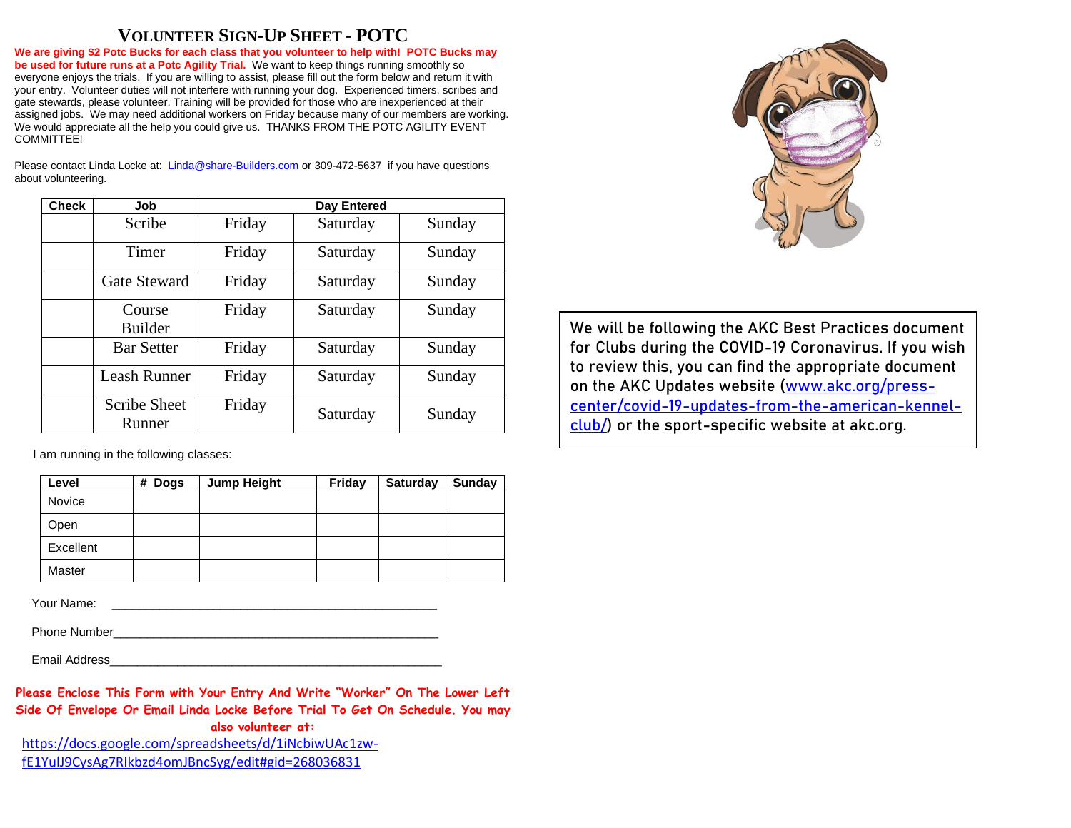# VOLUNTEER SIGN-UP SHEET - POTC

**We are giving $2 Potc Bucks for each class that you volunteer to help with! POTC Bucks may be used for future runs at a Potc Agility Trial.** We want to keep things running smoothly so everyone enjoys the trials. If you are willing to assist, please fill out the form below and return it with your entry. Volunteer duties will not interfere with running your dog. Experienced timers, scribes and gate stewards, please volunteer. Training will be provided for those who are inexperienced at their assigned jobs. We may need additional workers on Friday because many of our members are working. We would appreciate all the help you could give us. THANKS FROM THE POTC AGILITY EVENT COMMITTEE!

Please contact Linda Locke at: Linda@share-Builders.com or 309-472-5637 if you have questions about volunteering.

| Check | Job | Day Entered | | |
|---|---|---|---|---|
| | Scribe | Friday | Saturday | Sunday |
| | Timer | Friday | Saturday | Sunday |
| | Gate Steward | Friday | Saturday | Sunday |
| | Course Builder | Friday | Saturday | Sunday |
| | Bar Setter | Friday | Saturday | Sunday |
| | Leash Runner | Friday | Saturday | Sunday |
| | Scribe Sheet Runner | Friday | Saturday | Sunday |

I am running in the following classes:

| Level | # Dogs | Jump Height | Friday | Saturday | Sunday |
|---|---|---|---|---|---|
| Novice | | | | | |
| Open | | | | | |
| Excellent | | | | | |
| Master | | | | | |

Your Name: ______________________________________________

Phone Number______________________________________________

Email Address______________________________________________

**Please Enclose This Form with Your Entry And Write "Worker" On The Lower Left Side Of Envelope Or Email Linda Locke Before Trial To Get On Schedule. You may also volunteer at:**

https://docs.google.com/spreadsheets/d/1iNcbiwUAc1zw-fE1YulJ9CysAg7RIkbzd4omJBncSyg/edit#gid=268036831

We will be following the AKC Best Practices document for Clubs during the COVID-19 Coronavirus. If you wish to review this, you can find the appropriate document on the AKC Updates website (www.akc.org/press-center/covid-19-updates-from-the-american-kennel-club/) or the sport-specific website at akc.org.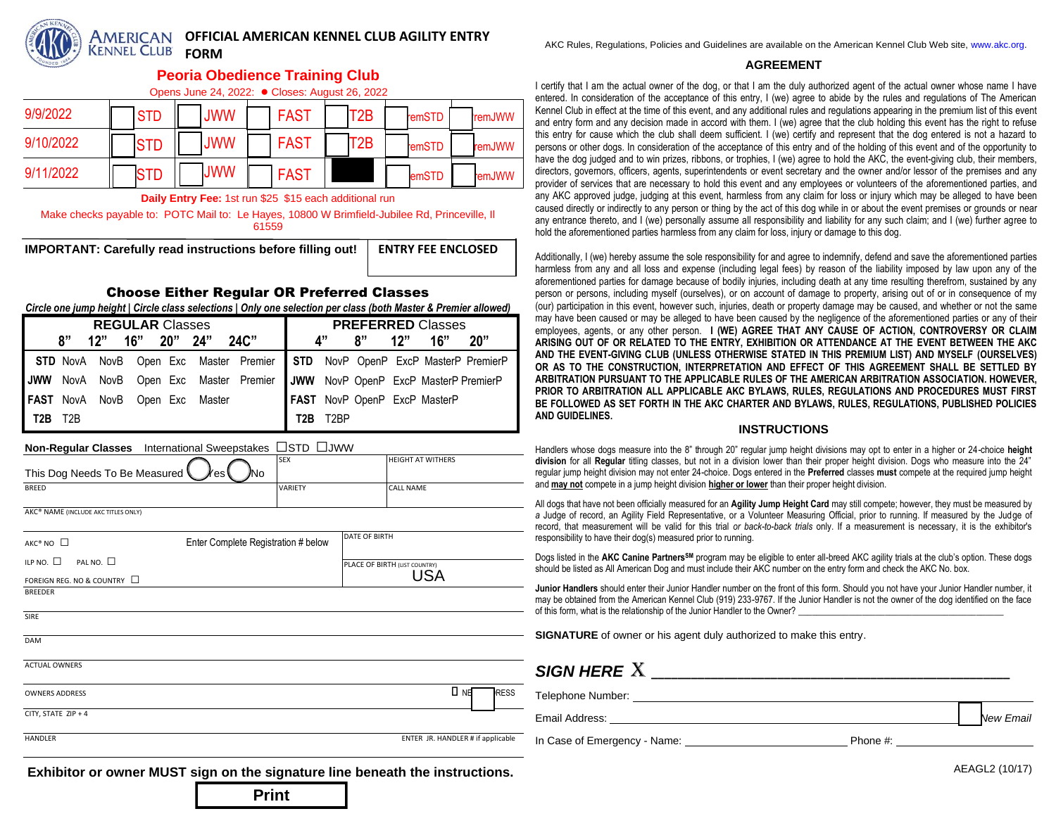# OFFICIAL AMERICAN KENNEL CLUB AGILITY ENTRY FORM

AMERICAN KENNEL CLUB

## Peoria Obedience Training Club

Opens June 24, 2022: ● Closes: August 26, 2022

| | | | | | | |
|---|---|---|---|---|---|---|
| 9/9/2022 | STD | JWW | FAST | T2B | remSTD | remJWW |
| 9/10/2022 | STD | JWW | FAST | T2B | remSTD | remJWW |
| 9/11/2022 | STD | JWW | FAST | | remSTD | remJWW |

**Daily Entry Fee:** 1st run $25 $15 each additional run

Make checks payable to: POTC Mail to: Le Hayes, 10800 W Brimfield-Jubilee Rd, Princeville, Il 61559

**IMPORTANT: Carefully read instructions before filling out!** | **ENTRY FEE ENCLOSED**

### Choose Either Regular OR Preferred Classes

*Circle one jump height | Circle class selections | Only one selection per class (both Master & Premier allowed)*

| REGULAR Classes | | PREFERRED Classes | |
|---|---|---|---|
| 8" 12" 16" 20" 24" 24C" | | 4" 8" 12" 16" 20" | |
| **STD** | NovA NovB Open Exc Master Premier | **STD** | NovP OpenP ExcP MasterP PremierP |
| **JWW** | NovA NovB Open Exc Master Premier | **JWW** | NovP OpenP ExcP MasterP PremierP |
| **FAST** | NovA NovB Open Exc Master | **FAST** | NovP OpenP ExcP MasterP |
| **T2B** | T2B | **T2B** | T2BP |

**Non-Regular Classes** International Sweepstakes ☐STD ☐JWW

This Dog Needs To Be Measured ◯Yes ◯No | SEX | HEIGHT AT WITHERS

BREED | VARIETY | CALL NAME

AKC® NAME (INCLUDE AKC TITLES ONLY)

AKC® NO ☐ Enter Complete Registration # below | DATE OF BIRTH

ILP NO. ☐ PAL NO. ☐ | PLACE OF BIRTH (LIST COUNTRY) USA

FOREIGN REG. NO & COUNTRY ☐

BREEDER

SIRE

DAM

ACTUAL OWNERS

OWNERS ADDRESS ☐ NEW ADDRESS

CITY, STATE ZIP + 4

HANDLER | ENTER JR. HANDLER # if applicable

**Exhibitor or owner MUST sign on the signature line beneath the instructions.**

**Print**

AKC Rules, Regulations, Policies and Guidelines are available on the American Kennel Club Web site, www.akc.org.

### AGREEMENT

I certify that I am the actual owner of the dog, or that I am the duly authorized agent of the actual owner whose name I have entered. In consideration of the acceptance of this entry, I (we) agree to abide by the rules and regulations of The American Kennel Club in effect at the time of this event, and any additional rules and regulations appearing in the premium list of this event and entry form and any decision made in accord with them. I (we) agree that the club holding this event has the right to refuse this entry for cause which the club shall deem sufficient. I (we) certify and represent that the dog entered is not a hazard to persons or other dogs. In consideration of the acceptance of this entry and of the holding of this event and of the opportunity to have the dog judged and to win prizes, ribbons, or trophies, I (we) agree to hold the AKC, the event-giving club, their members, directors, governors, officers, agents, superintendents or event secretary and the owner and/or lessor of the premises and any provider of services that are necessary to hold this event and any employees or volunteers of the aforementioned parties, and any AKC approved judge, judging at this event, harmless from any claim for loss or injury which may be alleged to have been caused directly or indirectly to any person or thing by the act of this dog while in or about the event premises or grounds or near any entrance thereto, and I (we) personally assume all responsibility and liability for any such claim; and I (we) further agree to hold the aforementioned parties harmless from any claim for loss, injury or damage to this dog.

Additionally, I (we) hereby assume the sole responsibility for and agree to indemnify, defend and save the aforementioned parties harmless from any and all loss and expense (including legal fees) by reason of the liability imposed by law upon any of the aforementioned parties for damage because of bodily injuries, including death at any time resulting therefrom, sustained by any person or persons, including myself (ourselves), or on account of damage to property, arising out of or in consequence of my (our) participation in this event, however such, injuries, death or property damage may be caused, and whether or not the same may have been caused or may be alleged to have been caused by the negligence of the aforementioned parties or any of their employees, agents, or any other person. **I (WE) AGREE THAT ANY CAUSE OF ACTION, CONTROVERSY OR CLAIM ARISING OUT OF OR RELATED TO THE ENTRY, EXHIBITION OR ATTENDANCE AT THE EVENT BETWEEN THE AKC AND THE EVENT-GIVING CLUB (UNLESS OTHERWISE STATED IN THIS PREMIUM LIST) AND MYSELF (OURSELVES) OR AS TO THE CONSTRUCTION, INTERPRETATION AND EFFECT OF THIS AGREEMENT SHALL BE SETTLED BY ARBITRATION PURSUANT TO THE APPLICABLE RULES OF THE AMERICAN ARBITRATION ASSOCIATION. HOWEVER, PRIOR TO ARBITRATION ALL APPLICABLE AKC BYLAWS, RULES, REGULATIONS AND PROCEDURES MUST FIRST BE FOLLOWED AS SET FORTH IN THE AKC CHARTER AND BYLAWS, RULES, REGULATIONS, PUBLISHED POLICIES AND GUIDELINES.**

### INSTRUCTIONS

Handlers whose dogs measure into the 8" through 20" regular jump height divisions may opt to enter in a higher or 24-choice **height division** for all **Regular** titling classes, but not in a division lower than their proper height division. Dogs who measure into the 24" regular jump height division may not enter 24-choice. Dogs entered in the **Preferred** classes **must** compete at the required jump height and **may not** compete in a jump height division **higher or lower** than their proper height division.

All dogs that have not been officially measured for an **Agility Jump Height Card** may still compete; however, they must be measured by *a* Judge of record, an Agility Field Representative, or a Volunteer Measuring Official, prior to running. If measured by the Judge of record, that measurement will be valid for this trial *or back-to-back trials* only. If a measurement is necessary, it is the exhibitor's responsibility to have their dog(s) measured prior to running.

Dogs listed in the **AKC Canine Partners**SM program may be eligible to enter all-breed AKC agility trials at the club's option. These dogs should be listed as All American Dog and must include their AKC number on the entry form and check the AKC No. box.

**Junior Handlers** should enter their Junior Handler number on the front of this form. Should you not have your Junior Handler number, it may be obtained from the American Kennel Club (919) 233-9767. If the Junior Handler is not the owner of the dog identified on the face of this form, what is the relationship of the Junior Handler to the Owner? ______________________________

**SIGNATURE** of owner or his agent duly authorized to make this entry.

***SIGN HERE*** X ______________________________

Telephone Number: ______________________________

Email Address: ______________________________ ☐ *New Email*

In Case of Emergency - Name: ______________________ Phone #: ______________________

AEAGL2 (10/17)